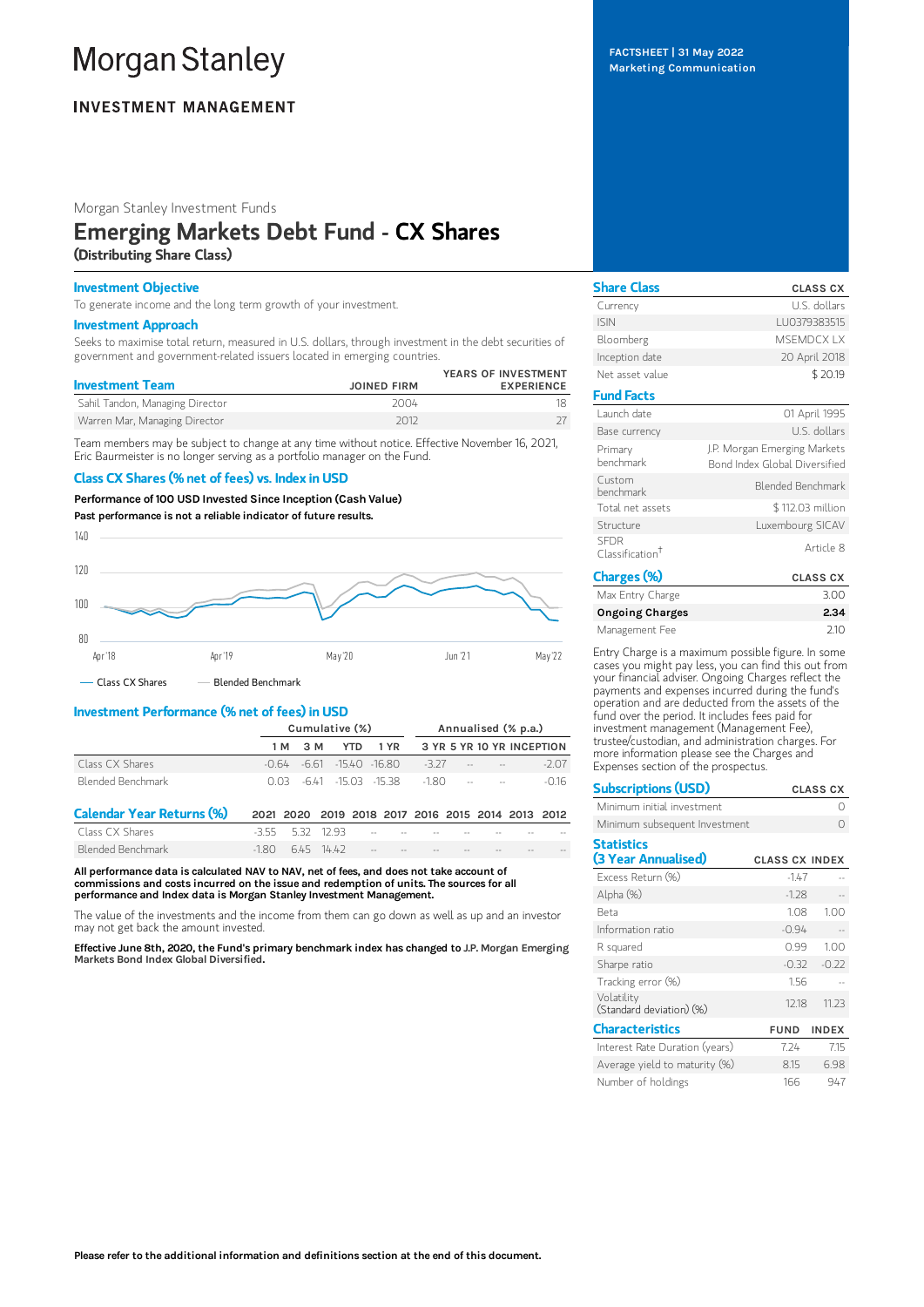# Morgan Stanley

**INVESTMENT MANAGEMENT**

FACTSHEET | 31 May 2022
Marketing Communication

Morgan Stanley Investment Funds

## Emerging Markets Debt Fund - CX Shares

**(Distributing Share Class)**

### Investment Objective

To generate income and the long term growth of your investment.

### Investment Approach

Seeks to maximise total return, measured in U.S. dollars, through investment in the debt securities of government and government-related issuers located in emerging countries.

| Investment Team | JOINED FIRM | YEARS OF INVESTMENT EXPERIENCE |
|---|---|---|
| Sahil Tandon, Managing Director | 2004 | 18 |
| Warren Mar, Managing Director | 2012 | 27 |

Team members may be subject to change at any time without notice. Effective November 16, 2021, Eric Baurmeister is no longer serving as a portfolio manager on the Fund.

### Class CX Shares (% net of fees) vs. Index in USD

**Performance of 100 USD Invested Since Inception (Cash Value)**

**Past performance is not a reliable indicator of future results.**

Class CX Shares — Blended Benchmark

### Investment Performance (% net of fees) in USD

| | Cumulative (%) | | | | Annualised (% p.a.) | | | |
|---|---|---|---|---|---|---|---|---|
| | 1 M | 3 M | YTD | 1 YR | 3 YR | 5 YR | 10 YR | INCEPTION |
| Class CX Shares | -0.64 | -6.61 | -15.40 | -16.80 | -3.27 | -- | -- | -2.07 |
| Blended Benchmark | 0.03 | -6.41 | -15.03 | -15.38 | -1.80 | -- | -- | -0.16 |

| Calendar Year Returns (%) | 2021 | 2020 | 2019 | 2018 | 2017 | 2016 | 2015 | 2014 | 2013 | 2012 |
|---|---|---|---|---|---|---|---|---|---|---|
| Class CX Shares | -3.55 | 5.32 | 12.93 | -- | -- | -- | -- | -- | -- | -- |
| Blended Benchmark | -1.80 | 6.45 | 14.42 | -- | -- | -- | -- | -- | -- | -- |

**All performance data is calculated NAV to NAV, net of fees, and does not take account of commissions and costs incurred on the issue and redemption of units. The sources for all performance and Index data is Morgan Stanley Investment Management.**

The value of the investments and the income from them can go down as well as up and an investor may not get back the amount invested.

**Effective June 8th, 2020, the Fund's primary benchmark index has changed to J.P. Morgan Emerging Markets Bond Index Global Diversified.**

### Share Class

| | CLASS CX |
|---|---|
| Currency | U.S. dollars |
| ISIN | LU0379383515 |
| Bloomberg | MSEMDCX LX |
| Inception date | 20 April 2018 |
| Net asset value | $ 20.19 |

### Fund Facts

| | |
|---|---|
| Launch date | 01 April 1995 |
| Base currency | U.S. dollars |
| Primary benchmark | J.P. Morgan Emerging Markets Bond Index Global Diversified |
| Custom benchmark | Blended Benchmark |
| Total net assets | $ 112.03 million |
| Structure | Luxembourg SICAV |
| SFDR Classification† | Article 8 |

### Charges (%)

| | CLASS CX |
|---|---|
| Max Entry Charge | 3.00 |
| **Ongoing Charges** | **2.34** |
| Management Fee | 2.10 |

Entry Charge is a maximum possible figure. In some cases you might pay less, you can find this out from your financial adviser. Ongoing Charges reflect the payments and expenses incurred during the fund's operation and are deducted from the assets of the fund over the period. It includes fees paid for investment management (Management Fee), trustee/custodian, and administration charges. For more information please see the Charges and Expenses section of the prospectus.

### Subscriptions (USD)

| | CLASS CX |
|---|---|
| Minimum initial investment | 0 |
| Minimum subsequent Investment | 0 |

### Statistics (3 Year Annualised)

| | CLASS CX | INDEX |
|---|---|---|
| Excess Return (%) | -1.47 | -- |
| Alpha (%) | -1.28 | -- |
| Beta | 1.08 | 1.00 |
| Information ratio | -0.94 | -- |
| R squared | 0.99 | 1.00 |
| Sharpe ratio | -0.32 | -0.22 |
| Tracking error (%) | 1.56 | -- |
| Volatility (Standard deviation) (%) | 12.18 | 11.23 |

### Characteristics

| | FUND | INDEX |
|---|---|---|
| Interest Rate Duration (years) | 7.24 | 7.15 |
| Average yield to maturity (%) | 8.15 | 6.98 |
| Number of holdings | 166 | 947 |

**Please refer to the additional information and definitions section at the end of this document.**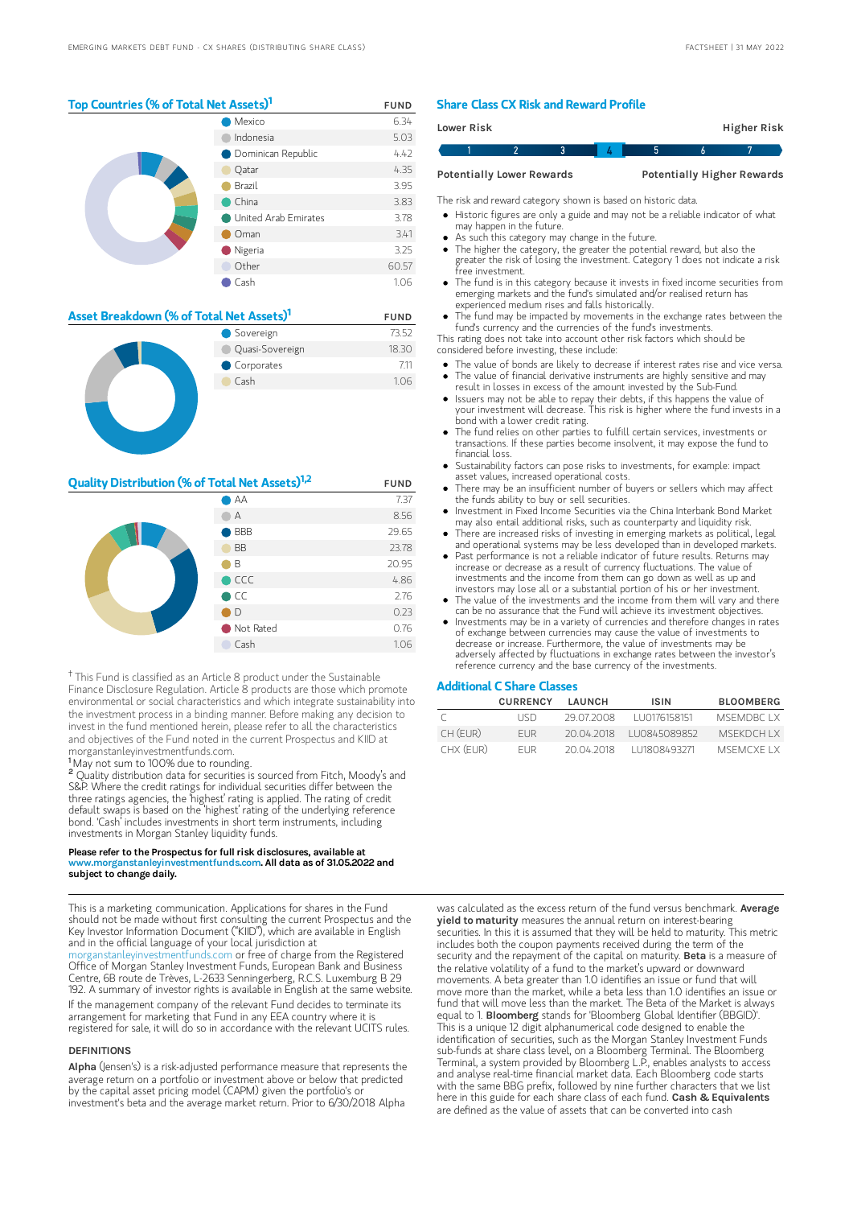## Top Countries (% of Total Net Assets)[1]

| | FUND |
|---|---|
| Mexico | 6.34 |
| Indonesia | 5.03 |
| Dominican Republic | 4.42 |
| Qatar | 4.35 |
| Brazil | 3.95 |
| China | 3.83 |
| United Arab Emirates | 3.78 |
| Oman | 3.41 |
| Nigeria | 3.25 |
| Other | 60.57 |
| Cash | 1.06 |

## Asset Breakdown (% of Total Net Assets)[1]

| | FUND |
|---|---|
| Sovereign | 73.52 |
| Quasi-Sovereign | 18.30 |
| Corporates | 7.11 |
| Cash | 1.06 |

## Quality Distribution (% of Total Net Assets)[1,2]

| | FUND |
|---|---|
| AA | 7.37 |
| A | 8.56 |
| BBB | 29.65 |
| BB | 23.78 |
| B | 20.95 |
| CCC | 4.86 |
| CC | 2.76 |
| D | 0.23 |
| Not Rated | 0.76 |
| Cash | 1.06 |

† This Fund is classified as an Article 8 product under the Sustainable Finance Disclosure Regulation. Article 8 products are those which promote environmental or social characteristics and which integrate sustainability into the investment process in a binding manner. Before making any decision to invest in the fund mentioned herein, please refer to all the characteristics and objectives of the Fund noted in the current Prospectus and KIID at morganstanleyinvestmentfunds.com.

[1] May not sum to 100% due to rounding.

[2] Quality distribution data for securities is sourced from Fitch, Moody's and S&P. Where the credit ratings for individual securities differ between the three ratings agencies, the 'highest' rating is applied. The rating of credit default swaps is based on the 'highest' rating of the underlying reference bond. 'Cash' includes investments in short term instruments, including investments in Morgan Stanley liquidity funds.

**Please refer to the Prospectus for full risk disclosures, available at www.morganstanleyinvestmentfunds.com. All data as of 31.05.2022 and subject to change daily.**

## Share Class CX Risk and Reward Profile

| Lower Risk | | | | | | Higher Risk |
|---|---|---|---|---|---|---|
| 1 | 2 | 3 | **4** | 5 | 6 | 7 |
| Potentially Lower Rewards | | | | | | Potentially Higher Rewards |

The risk and reward category shown is based on historic data.

- Historic figures are only a guide and may not be a reliable indicator of what may happen in the future.
- As such this category may change in the future.
- The higher the category, the greater the potential reward, but also the greater the risk of losing the investment. Category 1 does not indicate a risk free investment.
- The fund is in this category because it invests in fixed income securities from emerging markets and the fund's simulated and/or realised return has experienced medium rises and falls historically.
- The fund may be impacted by movements in the exchange rates between the fund's currency and the currencies of the fund's investments.

This rating does not take into account other risk factors which should be considered before investing, these include:

- The value of bonds are likely to decrease if interest rates rise and vice versa.
- The value of financial derivative instruments are highly sensitive and may result in losses in excess of the amount invested by the Sub-Fund.
- Issuers may not be able to repay their debts, if this happens the value of your investment will decrease. This risk is higher where the fund invests in a bond with a lower credit rating.
- The fund relies on other parties to fulfill certain services, investments or transactions. If these parties become insolvent, it may expose the fund to financial loss.
- Sustainability factors can pose risks to investments, for example: impact asset values, increased operational costs.
- There may be an insufficient number of buyers or sellers which may affect the funds ability to buy or sell securities.
- Investment in Fixed Income Securities via the China Interbank Bond Market may also entail additional risks, such as counterparty and liquidity risk.
- There are increased risks of investing in emerging markets as political, legal and operational systems may be less developed than in developed markets.
- Past performance is not a reliable indicator of future results. Returns may increase or decrease as a result of currency fluctuations. The value of investments and the income from them can go down as well as up and investors may lose all or a substantial portion of his or her investment.
- The value of the investments and the income from them will vary and there can be no assurance that the Fund will achieve its investment objectives.
- Investments may be in a variety of currencies and therefore changes in rates of exchange between currencies may cause the value of investments to decrease or increase. Furthermore, the value of investments may be adversely affected by fluctuations in exchange rates between the investor's reference currency and the base currency of the investments.

## Additional C Share Classes

| | CURRENCY | LAUNCH | ISIN | BLOOMBERG |
|---|---|---|---|---|
| C | USD | 29.07.2008 | LU0176158151 | MSEMDBC LX |
| CH (EUR) | EUR | 20.04.2018 | LU0845089852 | MSEKDCH LX |
| CHX (EUR) | EUR | 20.04.2018 | LU1808493271 | MSEMCXE LX |

This is a marketing communication. Applications for shares in the Fund should not be made without first consulting the current Prospectus and the Key Investor Information Document ("KIID"), which are available in English and in the official language of your local jurisdiction at morganstanleyinvestmentfunds.com or free of charge from the Registered Office of Morgan Stanley Investment Funds, European Bank and Business Centre, 6B route de Trèves, L-2633 Senningerberg, R.C.S. Luxemburg B 29 192. A summary of investor rights is available in English at the same website.

If the management company of the relevant Fund decides to terminate its arrangement for marketing that Fund in any EEA country where it is registered for sale, it will do so in accordance with the relevant UCITS rules.

### DEFINITIONS

**Alpha** (Jensen's) is a risk-adjusted performance measure that represents the average return on a portfolio or investment above or below that predicted by the capital asset pricing model (CAPM) given the portfolio's or investment's beta and the average market return. Prior to 6/30/2018 Alpha was calculated as the excess return of the fund versus benchmark. **Average yield to maturity** measures the annual return on interest-bearing securities. In this it is assumed that they will be held to maturity. This metric includes both the coupon payments received during the term of the security and the repayment of the capital on maturity. **Beta** is a measure of the relative volatility of a fund to the market's upward or downward movements. A beta greater than 1.0 identifies an issue or fund that will move more than the market, while a beta less than 1.0 identifies an issue or fund that will move less than the market. The Beta of the Market is always equal to 1. **Bloomberg** stands for 'Bloomberg Global Identifier (BBGID)'. This is a unique 12 digit alphanumerical code designed to enable the identification of securities, such as the Morgan Stanley Investment Funds sub-funds at share class level, on a Bloomberg Terminal. The Bloomberg Terminal, a system provided by Bloomberg L.P., enables analysts to access and analyse real-time financial market data. Each Bloomberg code starts with the same BBG prefix, followed by nine further characters that we list here in this guide for each share class of each fund. **Cash & Equivalents** are defined as the value of assets that can be converted into cash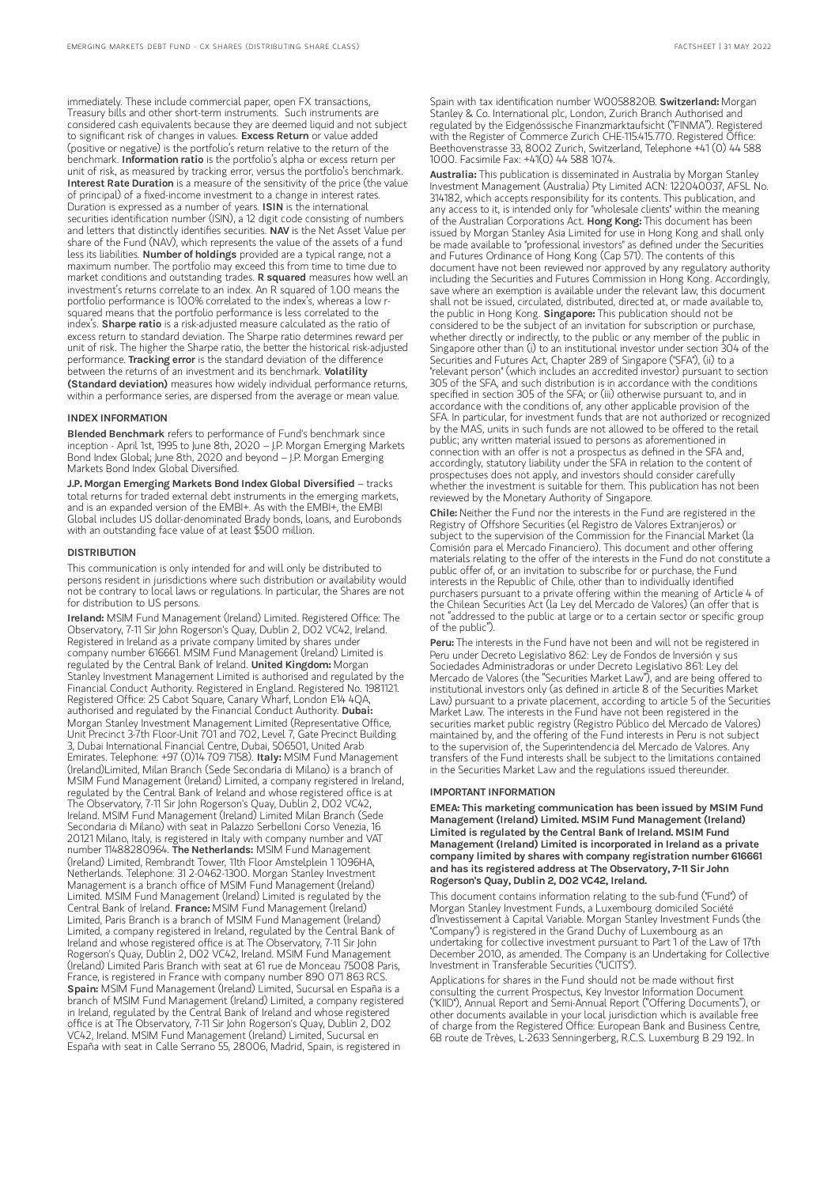immediately. These include commercial paper, open FX transactions, Treasury bills and other short-term instruments. Such instruments are considered cash equivalents because they are deemed liquid and not subject to significant risk of changes in values. **Excess Return** or value added (positive or negative) is the portfolio's return relative to the return of the benchmark. **Information ratio** is the portfolio's alpha or excess return per unit of risk, as measured by tracking error, versus the portfolio's benchmark. **Interest Rate Duration** is a measure of the sensitivity of the price (the value of principal) of a fixed-income investment to a change in interest rates. Duration is expressed as a number of years. **ISIN** is the international securities identification number (ISIN), a 12 digit code consisting of numbers and letters that distinctly identifies securities. **NAV** is the Net Asset Value per share of the Fund (NAV), which represents the value of the assets of a fund less its liabilities. **Number of holdings** provided are a typical range, not a maximum number. The portfolio may exceed this from time to time due to market conditions and outstanding trades. **R squared** measures how well an investment's returns correlate to an index. An R squared of 1.00 means the portfolio performance is 100% correlated to the index's, whereas a low r-squared means that the portfolio performance is less correlated to the index's. **Sharpe ratio** is a risk-adjusted measure calculated as the ratio of excess return to standard deviation. The Sharpe ratio determines reward per unit of risk. The higher the Sharpe ratio, the better the historical risk-adjusted performance. **Tracking error** is the standard deviation of the difference between the returns of an investment and its benchmark. **Volatility (Standard deviation)** measures how widely individual performance returns, within a performance series, are dispersed from the average or mean value.

## INDEX INFORMATION

**Blended Benchmark** refers to performance of Fund's benchmark since inception - April 1st, 1995 to June 8th, 2020 – J.P. Morgan Emerging Markets Bond Index Global; June 8th, 2020 and beyond – J.P. Morgan Emerging Markets Bond Index Global Diversified.

**J.P. Morgan Emerging Markets Bond Index Global Diversified** – tracks total returns for traded external debt instruments in the emerging markets, and is an expanded version of the EMBI+. As with the EMBI+, the EMBI Global includes US dollar-denominated Brady bonds, loans, and Eurobonds with an outstanding face value of at least $500 million.

## DISTRIBUTION

This communication is only intended for and will only be distributed to persons resident in jurisdictions where such distribution or availability would not be contrary to local laws or regulations. In particular, the Shares are not for distribution to US persons.

**Ireland:** MSIM Fund Management (Ireland) Limited. Registered Office: The Observatory, 7-11 Sir John Rogerson's Quay, Dublin 2, D02 VC42, Ireland. Registered in Ireland as a private company limited by shares under company number 616661. MSIM Fund Management (Ireland) Limited is regulated by the Central Bank of Ireland. **United Kingdom:** Morgan Stanley Investment Management Limited is authorised and regulated by the Financial Conduct Authority. Registered in England. Registered No. 1981121. Registered Office: 25 Cabot Square, Canary Wharf, London E14 4QA, authorised and regulated by the Financial Conduct Authority. **Dubai:** Morgan Stanley Investment Management Limited (Representative Office, Unit Precinct 3-7th Floor-Unit 701 and 702, Level 7, Gate Precinct Building 3, Dubai International Financial Centre, Dubai, 506501, United Arab Emirates. Telephone: +97 (0)14 709 7158). **Italy:** MSIM Fund Management (Ireland)Limited, Milan Branch (Sede Secondaria di Milano) is a branch of MSIM Fund Management (Ireland) Limited, a company registered in Ireland, regulated by the Central Bank of Ireland and whose registered office is at The Observatory, 7-11 Sir John Rogerson's Quay, Dublin 2, D02 VC42, Ireland. MSIM Fund Management (Ireland) Limited Milan Branch (Sede Secondaria di Milano) with seat in Palazzo Serbelloni Corso Venezia, 16 20121 Milano, Italy, is registered in Italy with company number and VAT number 11488280964. **The Netherlands:** MSIM Fund Management (Ireland) Limited, Rembrandt Tower, 11th Floor Amstelplein 1 1096HA, Netherlands. Telephone: 31 2-0462-1300. Morgan Stanley Investment Management is a branch office of MSIM Fund Management (Ireland) Limited. MSIM Fund Management (Ireland) Limited is regulated by the Central Bank of Ireland. **France:** MSIM Fund Management (Ireland) Limited, Paris Branch is a branch of MSIM Fund Management (Ireland) Limited, a company registered in Ireland, regulated by the Central Bank of Ireland and whose registered office is at The Observatory, 7-11 Sir John Rogerson's Quay, Dublin 2, D02 VC42, Ireland. MSIM Fund Management (Ireland) Limited Paris Branch with seat at 61 rue de Monceau 75008 Paris, France, is registered in France with company number 890 071 863 RCS. **Spain:** MSIM Fund Management (Ireland) Limited, Sucursal en España is a branch of MSIM Fund Management (Ireland) Limited, a company registered in Ireland, regulated by the Central Bank of Ireland and whose registered office is at The Observatory, 7-11 Sir John Rogerson's Quay, Dublin 2, D02 VC42, Ireland. MSIM Fund Management (Ireland) Limited, Sucursal en España with seat in Calle Serrano 55, 28006, Madrid, Spain, is registered in Spain with tax identification number W0058820B. **Switzerland:** Morgan Stanley & Co. International plc, London, Zurich Branch Authorised and regulated by the Eidgenössische Finanzmarktaufsicht ("FINMA"). Registered with the Register of Commerce Zurich CHE-115.415.770. Registered Office: Beethovenstrasse 33, 8002 Zurich, Switzerland, Telephone +41 (0) 44 588 1000. Facsimile Fax: +41(0) 44 588 1074.

**Australia:** This publication is disseminated in Australia by Morgan Stanley Investment Management (Australia) Pty Limited ACN: 122040037, AFSL No. 314182, which accepts responsibility for its contents. This publication, and any access to it, is intended only for "wholesale clients" within the meaning of the Australian Corporations Act. **Hong Kong:** This document has been issued by Morgan Stanley Asia Limited for use in Hong Kong and shall only be made available to "professional investors" as defined under the Securities and Futures Ordinance of Hong Kong (Cap 571). The contents of this document have not been reviewed nor approved by any regulatory authority including the Securities and Futures Commission in Hong Kong. Accordingly, save where an exemption is available under the relevant law, this document shall not be issued, circulated, distributed, directed at, or made available to, the public in Hong Kong. **Singapore:** This publication should not be considered to be the subject of an invitation for subscription or purchase, whether directly or indirectly, to the public or any member of the public in Singapore other than (i) to an institutional investor under section 304 of the Securities and Futures Act, Chapter 289 of Singapore ("SFA"), (ii) to a "relevant person" (which includes an accredited investor) pursuant to section 305 of the SFA, and such distribution is in accordance with the conditions specified in section 305 of the SFA; or (iii) otherwise pursuant to, and in accordance with the conditions of, any other applicable provision of the SFA. In particular, for investment funds that are not authorized or recognized by the MAS, units in such funds are not allowed to be offered to the retail public; any written material issued to persons as aforementioned in connection with an offer is not a prospectus as defined in the SFA and, accordingly, statutory liability under the SFA in relation to the content of prospectuses does not apply, and investors should consider carefully whether the investment is suitable for them. This publication has not been reviewed by the Monetary Authority of Singapore.

**Chile:** Neither the Fund nor the interests in the Fund are registered in the Registry of Offshore Securities (el Registro de Valores Extranjeros) or subject to the supervision of the Commission for the Financial Market (la Comisión para el Mercado Financiero). This document and other offering materials relating to the offer of the interests in the Fund do not constitute a public offer of, or an invitation to subscribe for or purchase, the Fund interests in the Republic of Chile, other than to individually identified purchasers pursuant to a private offering within the meaning of Article 4 of the Chilean Securities Act (la Ley del Mercado de Valores) (an offer that is not "addressed to the public at large or to a certain sector or specific group of the public").

**Peru:** The interests in the Fund have not been and will not be registered in Peru under Decreto Legislativo 862: Ley de Fondos de Inversión y sus Sociedades Administradoras or under Decreto Legislativo 861: Ley del Mercado de Valores (the "Securities Market Law"), and are being offered to institutional investors only (as defined in article 8 of the Securities Market Law) pursuant to a private placement, according to article 5 of the Securities Market Law. The interests in the Fund have not been registered in the securities market public registry (Registro Público del Mercado de Valores) maintained by, and the offering of the Fund interests in Peru is not subject to the supervision of, the Superintendencia del Mercado de Valores. Any transfers of the Fund interests shall be subject to the limitations contained in the Securities Market Law and the regulations issued thereunder.

## IMPORTANT INFORMATION

**EMEA: This marketing communication has been issued by MSIM Fund Management (Ireland) Limited. MSIM Fund Management (Ireland) Limited is regulated by the Central Bank of Ireland. MSIM Fund Management (Ireland) Limited is incorporated in Ireland as a private company limited by shares with company registration number 616661 and has its registered address at The Observatory, 7-11 Sir John Rogerson's Quay, Dublin 2, D02 VC42, Ireland.**

This document contains information relating to the sub-fund ("Fund") of Morgan Stanley Investment Funds, a Luxembourg domiciled Société d'Investissement à Capital Variable. Morgan Stanley Investment Funds (the "Company") is registered in the Grand Duchy of Luxembourg as an undertaking for collective investment pursuant to Part 1 of the Law of 17th December 2010, as amended. The Company is an Undertaking for Collective Investment in Transferable Securities ("UCITS").

Applications for shares in the Fund should not be made without first consulting the current Prospectus, Key Investor Information Document ("KIID"), Annual Report and Semi-Annual Report ("Offering Documents"), or other documents available in your local jurisdiction which is available free of charge from the Registered Office: European Bank and Business Centre, 6B route de Trèves, L-2633 Senningerberg, R.C.S. Luxemburg B 29 192. In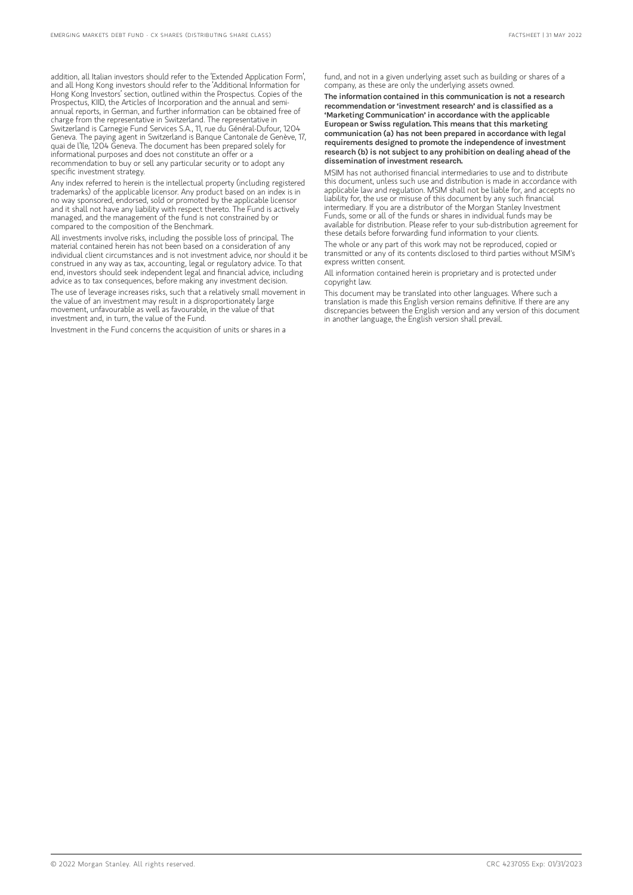addition, all Italian investors should refer to the 'Extended Application Form', and all Hong Kong investors should refer to the 'Additional Information for Hong Kong Investors' section, outlined within the Prospectus. Copies of the Prospectus, KIID, the Articles of Incorporation and the annual and semi-annual reports, in German, and further information can be obtained free of charge from the representative in Switzerland. The representative in Switzerland is Carnegie Fund Services S.A., 11, rue du Général-Dufour, 1204 Geneva. The paying agent in Switzerland is Banque Cantonale de Genève, 17, quai de l'Ile, 1204 Geneva. The document has been prepared solely for informational purposes and does not constitute an offer or a recommendation to buy or sell any particular security or to adopt any specific investment strategy.

Any index referred to herein is the intellectual property (including registered trademarks) of the applicable licensor. Any product based on an index is in no way sponsored, endorsed, sold or promoted by the applicable licensor and it shall not have any liability with respect thereto. The Fund is actively managed, and the management of the fund is not constrained by or compared to the composition of the Benchmark.

All investments involve risks, including the possible loss of principal. The material contained herein has not been based on a consideration of any individual client circumstances and is not investment advice, nor should it be construed in any way as tax, accounting, legal or regulatory advice. To that end, investors should seek independent legal and financial advice, including advice as to tax consequences, before making any investment decision.

The use of leverage increases risks, such that a relatively small movement in the value of an investment may result in a disproportionately large movement, unfavourable as well as favourable, in the value of that investment and, in turn, the value of the Fund.

Investment in the Fund concerns the acquisition of units or shares in a fund, and not in a given underlying asset such as building or shares of a company, as these are only the underlying assets owned.

**The information contained in this communication is not a research recommendation or 'investment research' and is classified as a 'Marketing Communication' in accordance with the applicable European or Swiss regulation. This means that this marketing communication (a) has not been prepared in accordance with legal requirements designed to promote the independence of investment research (b) is not subject to any prohibition on dealing ahead of the dissemination of investment research.**

MSIM has not authorised financial intermediaries to use and to distribute this document, unless such use and distribution is made in accordance with applicable law and regulation. MSIM shall not be liable for, and accepts no liability for, the use or misuse of this document by any such financial intermediary. If you are a distributor of the Morgan Stanley Investment Funds, some or all of the funds or shares in individual funds may be available for distribution. Please refer to your sub-distribution agreement for these details before forwarding fund information to your clients.

The whole or any part of this work may not be reproduced, copied or transmitted or any of its contents disclosed to third parties without MSIM's express written consent.

All information contained herein is proprietary and is protected under copyright law.

This document may be translated into other languages. Where such a translation is made this English version remains definitive. If there are any discrepancies between the English version and any version of this document in another language, the English version shall prevail.

© 2022 Morgan Stanley. All rights reserved.

CRC 4237055 Exp: 01/31/2023